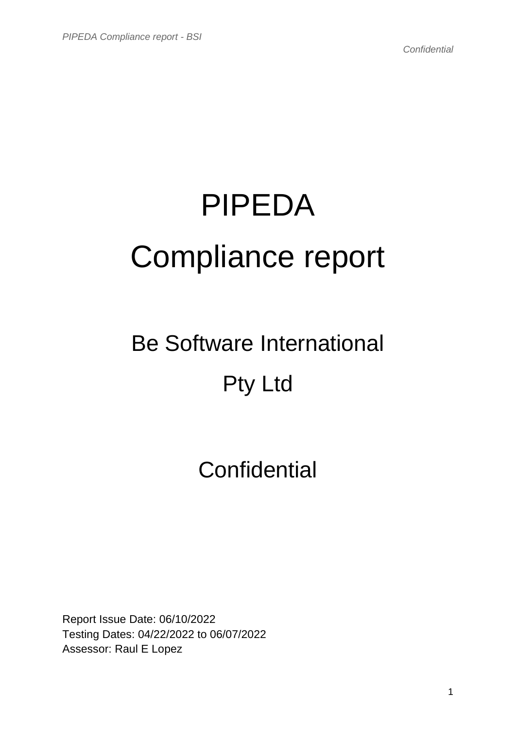# PIPEDA

# Compliance report

## Be Software International

## Pty Ltd

## Confidential

Report Issue Date: 06/10/2022
Testing Dates: 04/22/2022 to 06/07/2022
Assessor: Raul E Lopez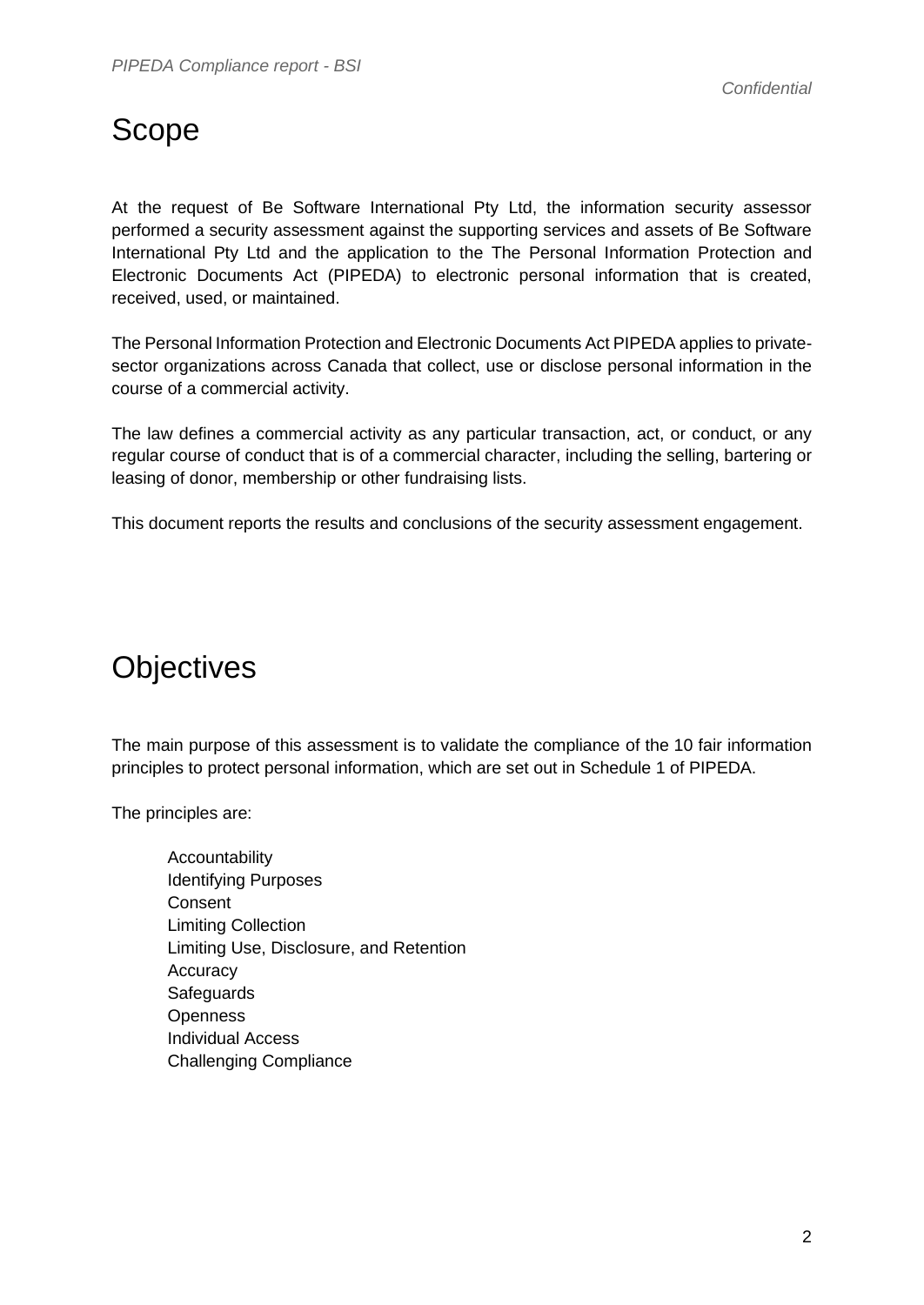# Scope

At the request of Be Software International Pty Ltd, the information security assessor performed a security assessment against the supporting services and assets of Be Software International Pty Ltd and the application to the The Personal Information Protection and Electronic Documents Act (PIPEDA) to electronic personal information that is created, received, used, or maintained.

The Personal Information Protection and Electronic Documents Act PIPEDA applies to private-sector organizations across Canada that collect, use or disclose personal information in the course of a commercial activity.

The law defines a commercial activity as any particular transaction, act, or conduct, or any regular course of conduct that is of a commercial character, including the selling, bartering or leasing of donor, membership or other fundraising lists.

This document reports the results and conclusions of the security assessment engagement.

# Objectives

The main purpose of this assessment is to validate the compliance of the 10 fair information principles to protect personal information, which are set out in Schedule 1 of PIPEDA.

The principles are:

- Accountability
- Identifying Purposes
- Consent
- Limiting Collection
- Limiting Use, Disclosure, and Retention
- Accuracy
- Safeguards
- Openness
- Individual Access
- Challenging Compliance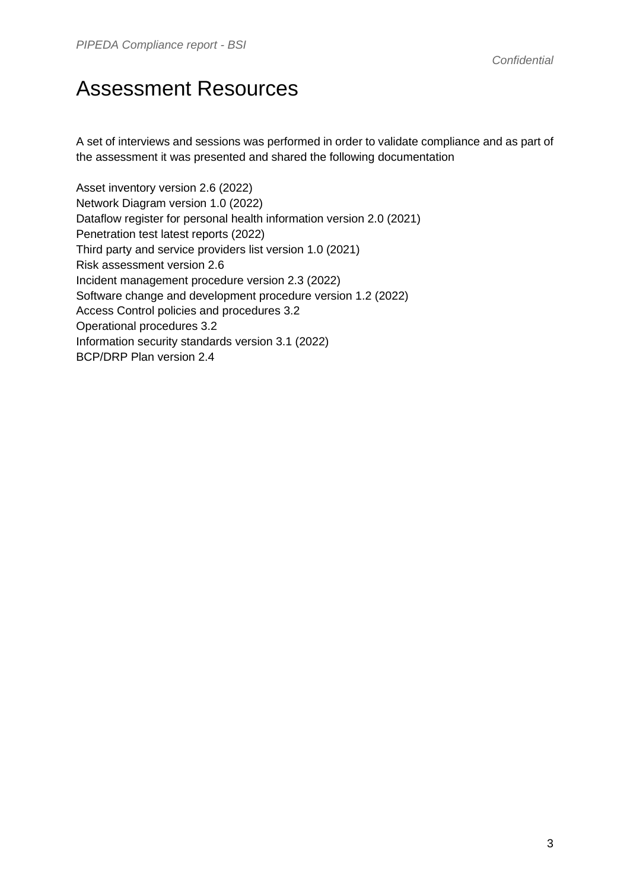# Assessment Resources

A set of interviews and sessions was performed in order to validate compliance and as part of the assessment it was presented and shared the following documentation

Asset inventory version 2.6 (2022)
Network Diagram version 1.0 (2022)
Dataflow register for personal health information version 2.0 (2021)
Penetration test latest reports (2022)
Third party and service providers list version 1.0 (2021)
Risk assessment version 2.6
Incident management procedure version 2.3 (2022)
Software change and development procedure version 1.2 (2022)
Access Control policies and procedures 3.2
Operational procedures 3.2
Information security standards version 3.1 (2022)
BCP/DRP Plan version 2.4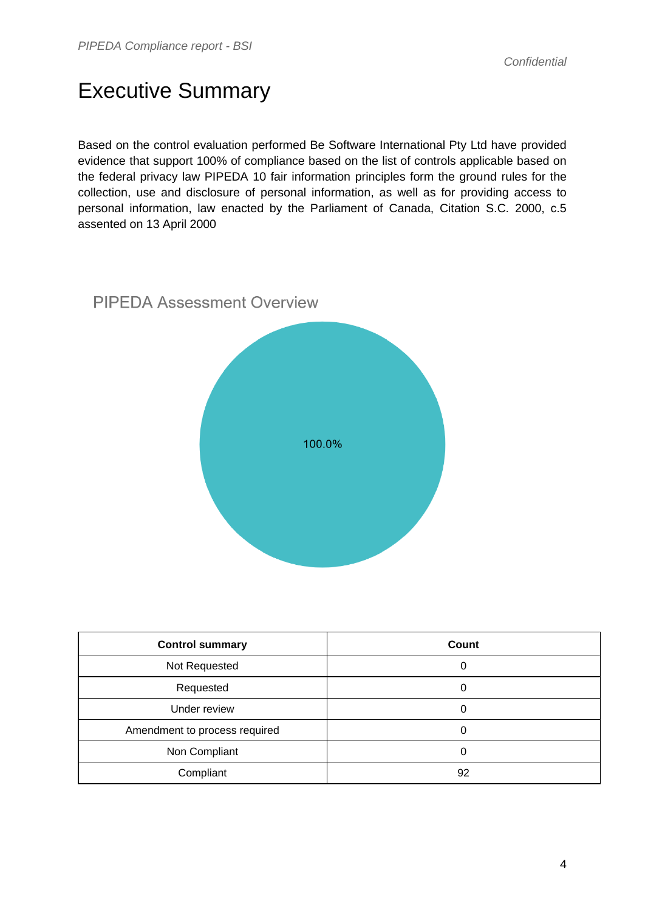# Executive Summary

Based on the control evaluation performed Be Software International Pty Ltd have provided evidence that support 100% of compliance based on the list of controls applicable based on the federal privacy law PIPEDA 10 fair information principles form the ground rules for the collection, use and disclosure of personal information, as well as for providing access to personal information, law enacted by the Parliament of Canada, Citation S.C. 2000, c.5 assented on 13 April 2000

## PIPEDA Assessment Overview

100.0%

| Control summary | Count |
| --- | --- |
| Not Requested | 0 |
| Requested | 0 |
| Under review | 0 |
| Amendment to process required | 0 |
| Non Compliant | 0 |
| Compliant | 92 |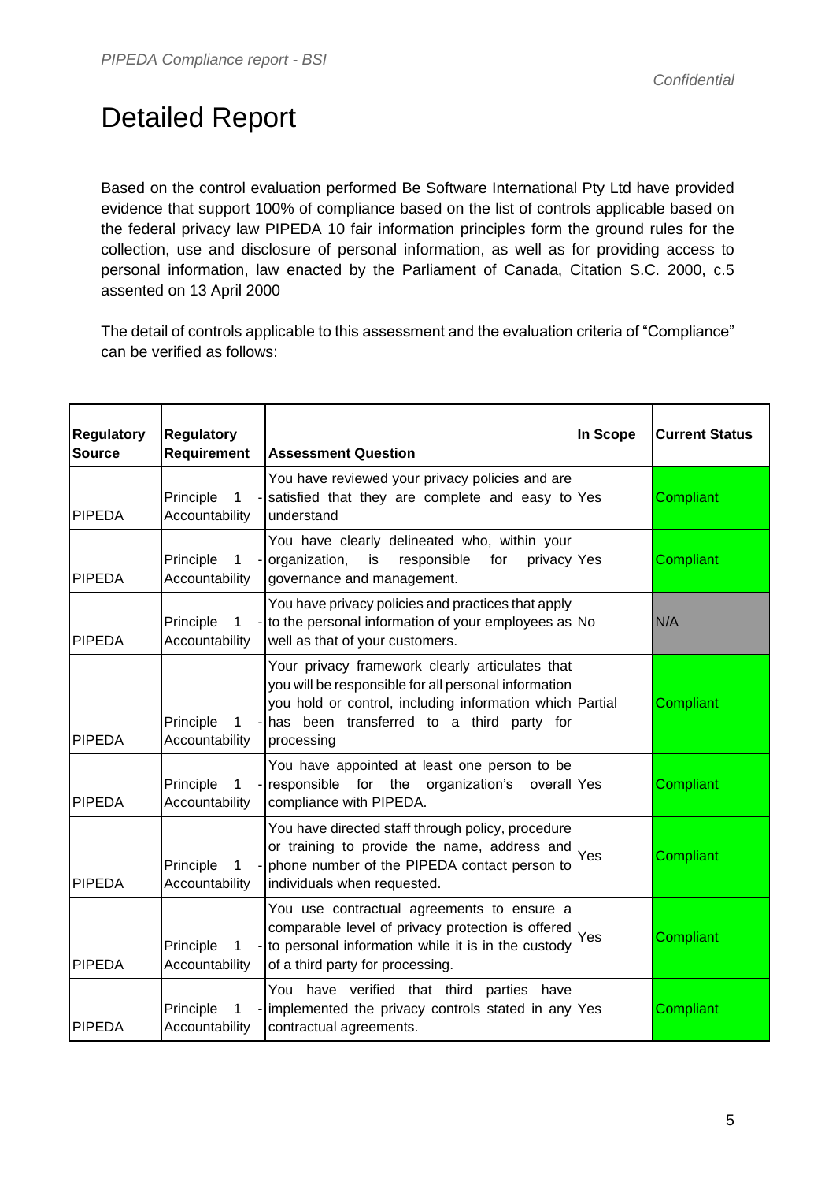# Detailed Report

Based on the control evaluation performed Be Software International Pty Ltd have provided evidence that support 100% of compliance based on the list of controls applicable based on the federal privacy law PIPEDA 10 fair information principles form the ground rules for the collection, use and disclosure of personal information, as well as for providing access to personal information, law enacted by the Parliament of Canada, Citation S.C. 2000, c.5 assented on 13 April 2000

The detail of controls applicable to this assessment and the evaluation criteria of "Compliance" can be verified as follows:

| Regulatory Source | Regulatory Requirement | Assessment Question | In Scope | Current Status |
|---|---|---|---|---|
| PIPEDA | Principle 1 - Accountability | You have reviewed your privacy policies and are satisfied that they are complete and easy to understand | Yes | Compliant |
| PIPEDA | Principle 1 - Accountability | You have clearly delineated who, within your organization, is responsible for privacy governance and management. | Yes | Compliant |
| PIPEDA | Principle 1 - Accountability | You have privacy policies and practices that apply to the personal information of your employees as well as that of your customers. | No | N/A |
| PIPEDA | Principle 1 - Accountability | Your privacy framework clearly articulates that you will be responsible for all personal information you hold or control, including information which has been transferred to a third party for processing | Partial | Compliant |
| PIPEDA | Principle 1 - Accountability | You have appointed at least one person to be responsible for the organization's overall compliance with PIPEDA. | Yes | Compliant |
| PIPEDA | Principle 1 - Accountability | You have directed staff through policy, procedure or training to provide the name, address and phone number of the PIPEDA contact person to individuals when requested. | Yes | Compliant |
| PIPEDA | Principle 1 - Accountability | You use contractual agreements to ensure a comparable level of privacy protection is offered to personal information while it is in the custody of a third party for processing. | Yes | Compliant |
| PIPEDA | Principle 1 - Accountability | You have verified that third parties have implemented the privacy controls stated in any contractual agreements. | Yes | Compliant |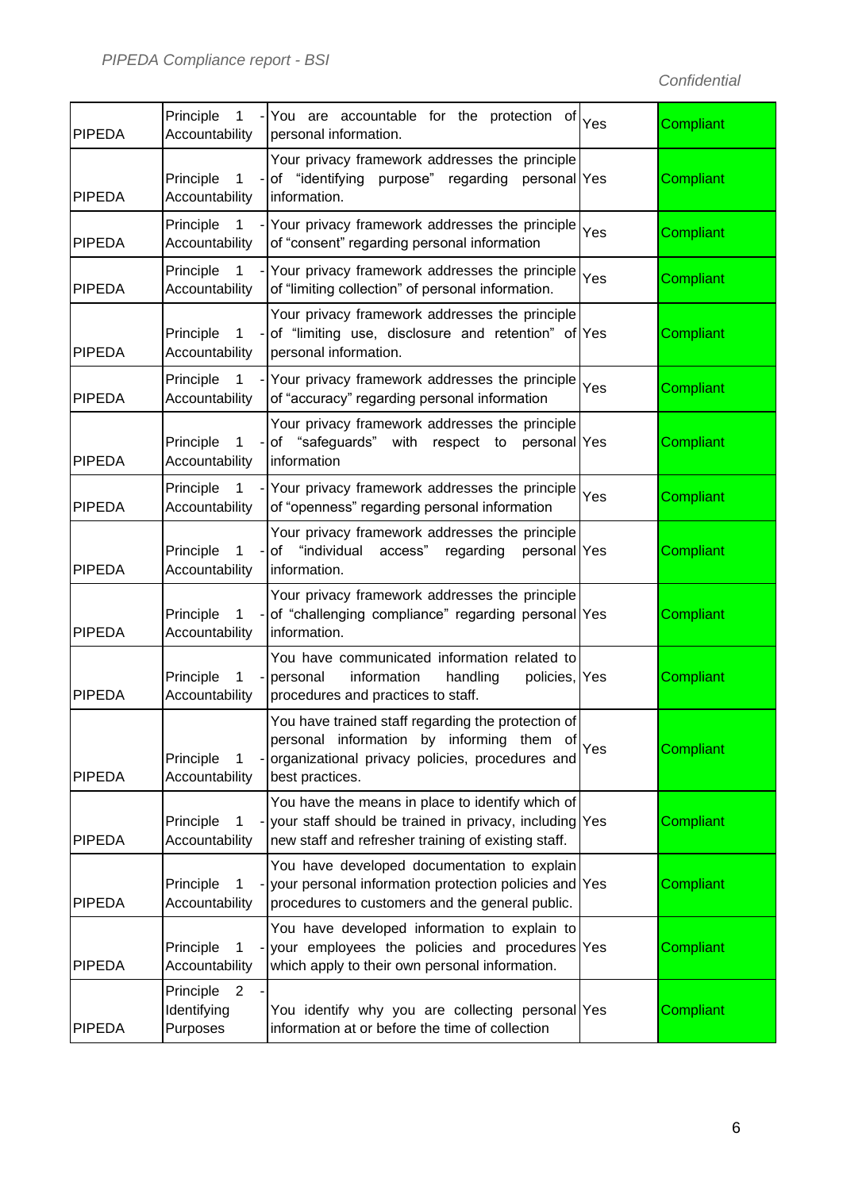| | | | | |
|---|---|---|---|---|
| PIPEDA | Principle 1 - Accountability | You are accountable for the protection of personal information. | Yes | Compliant |
| PIPEDA | Principle 1 - Accountability | Your privacy framework addresses the principle of “identifying purpose” regarding personal information. | Yes | Compliant |
| PIPEDA | Principle 1 - Accountability | Your privacy framework addresses the principle of “consent” regarding personal information | Yes | Compliant |
| PIPEDA | Principle 1 - Accountability | Your privacy framework addresses the principle of “limiting collection” of personal information. | Yes | Compliant |
| PIPEDA | Principle 1 - Accountability | Your privacy framework addresses the principle of “limiting use, disclosure and retention” of personal information. | Yes | Compliant |
| PIPEDA | Principle 1 - Accountability | Your privacy framework addresses the principle of “accuracy” regarding personal information | Yes | Compliant |
| PIPEDA | Principle 1 - Accountability | Your privacy framework addresses the principle of “safeguards” with respect to personal information | Yes | Compliant |
| PIPEDA | Principle 1 - Accountability | Your privacy framework addresses the principle of “openness” regarding personal information | Yes | Compliant |
| PIPEDA | Principle 1 - Accountability | Your privacy framework addresses the principle of “individual access” regarding personal information. | Yes | Compliant |
| PIPEDA | Principle 1 - Accountability | Your privacy framework addresses the principle of “challenging compliance” regarding personal information. | Yes | Compliant |
| PIPEDA | Principle 1 - Accountability | You have communicated information related to personal information handling policies, procedures and practices to staff. | Yes | Compliant |
| PIPEDA | Principle 1 - Accountability | You have trained staff regarding the protection of personal information by informing them of organizational privacy policies, procedures and best practices. | Yes | Compliant |
| PIPEDA | Principle 1 - Accountability | You have the means in place to identify which of your staff should be trained in privacy, including new staff and refresher training of existing staff. | Yes | Compliant |
| PIPEDA | Principle 1 - Accountability | You have developed documentation to explain your personal information protection policies and procedures to customers and the general public. | Yes | Compliant |
| PIPEDA | Principle 1 - Accountability | You have developed information to explain to your employees the policies and procedures which apply to their own personal information. | Yes | Compliant |
| PIPEDA | Principle 2 - Identifying Purposes | You identify why you are collecting personal information at or before the time of collection | Yes | Compliant |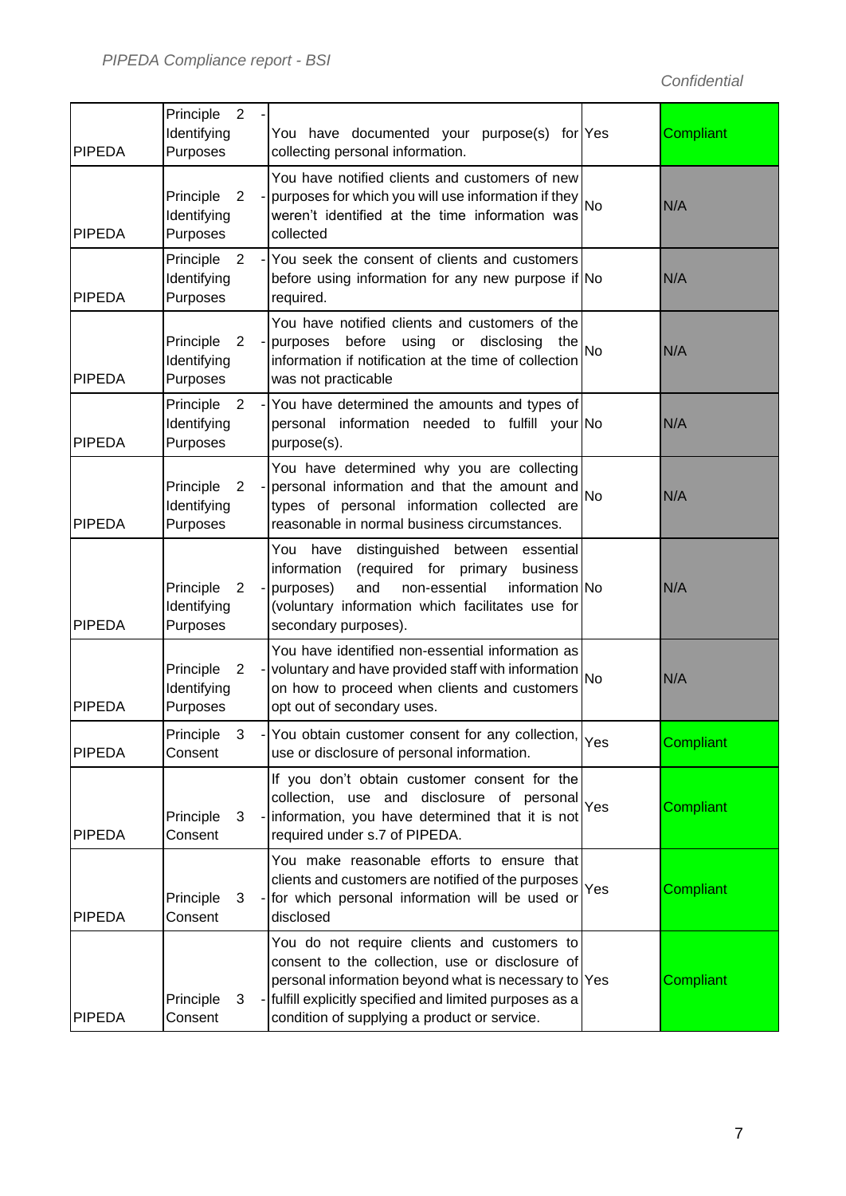| | | | | |
|---|---|---|---|---|
| PIPEDA | Principle 2 - Identifying Purposes | You have documented your purpose(s) for collecting personal information. | Yes | Compliant |
| PIPEDA | Principle 2 - Identifying Purposes | You have notified clients and customers of new purposes for which you will use information if they weren't identified at the time information was collected | No | N/A |
| PIPEDA | Principle 2 - Identifying Purposes | You seek the consent of clients and customers before using information for any new purpose if required. | No | N/A |
| PIPEDA | Principle 2 - Identifying Purposes | You have notified clients and customers of the purposes before using or disclosing the information if notification at the time of collection was not practicable | No | N/A |
| PIPEDA | Principle 2 - Identifying Purposes | You have determined the amounts and types of personal information needed to fulfill your purpose(s). | No | N/A |
| PIPEDA | Principle 2 - Identifying Purposes | You have determined why you are collecting personal information and that the amount and types of personal information collected are reasonable in normal business circumstances. | No | N/A |
| PIPEDA | Principle 2 - Identifying Purposes | You have distinguished between essential information (required for primary business purposes) and non-essential information (voluntary information which facilitates use for secondary purposes). | No | N/A |
| PIPEDA | Principle 2 - Identifying Purposes | You have identified non-essential information as voluntary and have provided staff with information on how to proceed when clients and customers opt out of secondary uses. | No | N/A |
| PIPEDA | Principle 3 - Consent | You obtain customer consent for any collection, use or disclosure of personal information. | Yes | Compliant |
| PIPEDA | Principle 3 - Consent | If you don't obtain customer consent for the collection, use and disclosure of personal information, you have determined that it is not required under s.7 of PIPEDA. | Yes | Compliant |
| PIPEDA | Principle 3 - Consent | You make reasonable efforts to ensure that clients and customers are notified of the purposes for which personal information will be used or disclosed | Yes | Compliant |
| PIPEDA | Principle 3 - Consent | You do not require clients and customers to consent to the collection, use or disclosure of personal information beyond what is necessary to fulfill explicitly specified and limited purposes as a condition of supplying a product or service. | Yes | Compliant |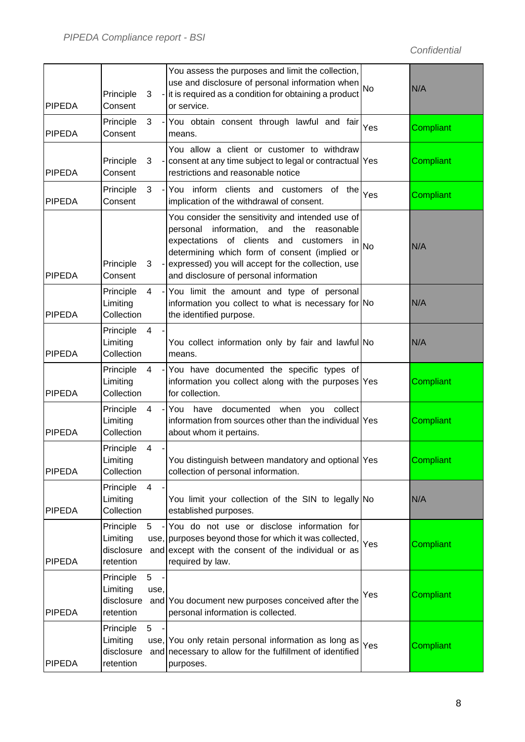| | | | | |
|---|---|---|---|---|
| PIPEDA | Principle 3 - Consent | You assess the purposes and limit the collection, use and disclosure of personal information when it is required as a condition for obtaining a product or service. | No | N/A |
| PIPEDA | Principle 3 - Consent | You obtain consent through lawful and fair means. | Yes | Compliant |
| PIPEDA | Principle 3 - Consent | You allow a client or customer to withdraw consent at any time subject to legal or contractual restrictions and reasonable notice | Yes | Compliant |
| PIPEDA | Principle 3 - Consent | You inform clients and customers of the implication of the withdrawal of consent. | Yes | Compliant |
| PIPEDA | Principle 3 - Consent | You consider the sensitivity and intended use of personal information, and the reasonable expectations of clients and customers in determining which form of consent (implied or expressed) you will accept for the collection, use and disclosure of personal information | No | N/A |
| PIPEDA | Principle 4 - Limiting Collection | You limit the amount and type of personal information you collect to what is necessary for the identified purpose. | No | N/A |
| PIPEDA | Principle 4 - Limiting Collection | You collect information only by fair and lawful means. | No | N/A |
| PIPEDA | Principle 4 - Limiting Collection | You have documented the specific types of information you collect along with the purposes for collection. | Yes | Compliant |
| PIPEDA | Principle 4 - Limiting Collection | You have documented when you collect information from sources other than the individual about whom it pertains. | Yes | Compliant |
| PIPEDA | Principle 4 - Limiting Collection | You distinguish between mandatory and optional collection of personal information. | Yes | Compliant |
| PIPEDA | Principle 4 - Limiting Collection | You limit your collection of the SIN to legally established purposes. | No | N/A |
| PIPEDA | Principle 5 - Limiting use, disclosure and retention | You do not use or disclose information for purposes beyond those for which it was collected, except with the consent of the individual or as required by law. | Yes | Compliant |
| PIPEDA | Principle 5 - Limiting use, disclosure and retention | You document new purposes conceived after the personal information is collected. | Yes | Compliant |
| PIPEDA | Principle 5 - Limiting use, disclosure and retention | You only retain personal information as long as necessary to allow for the fulfillment of identified purposes. | Yes | Compliant |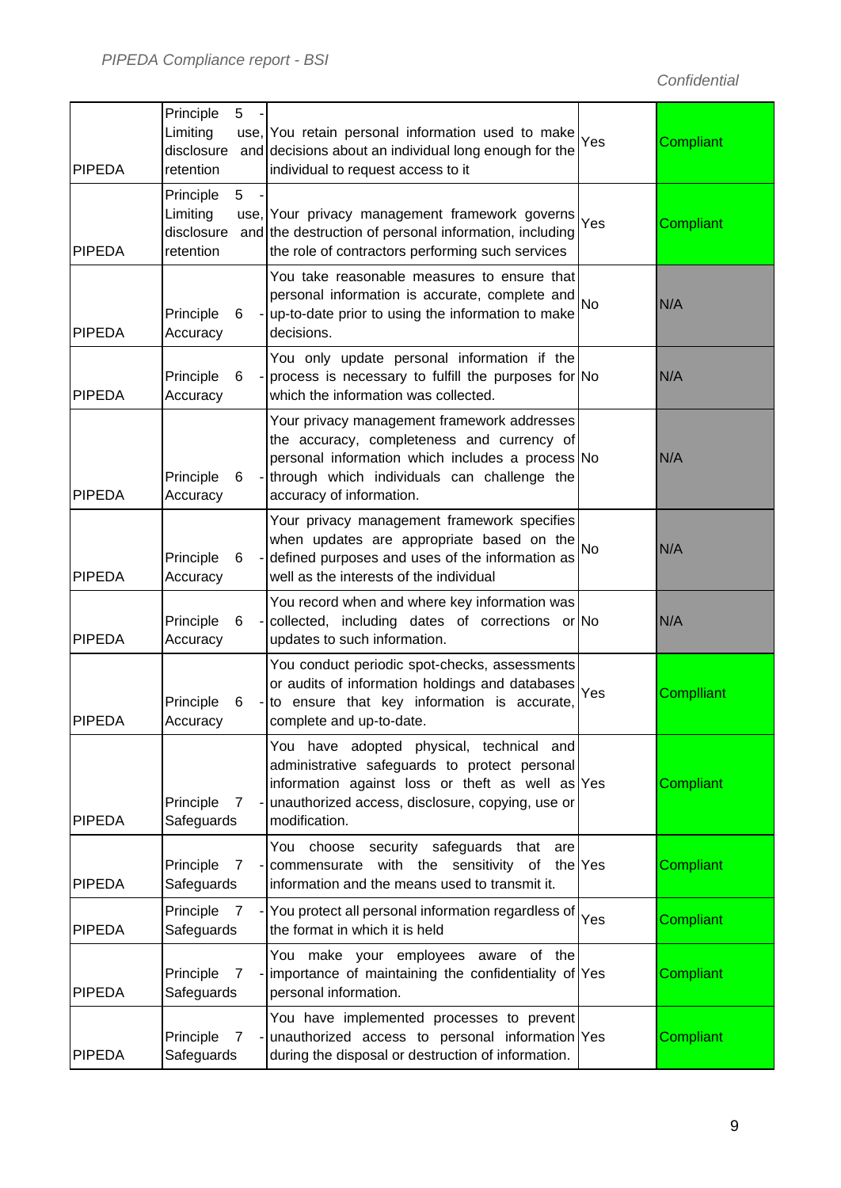| | | | | |
|---|---|---|---|---|
| PIPEDA | Principle 5 - Limiting use, disclosure and retention | You retain personal information used to make decisions about an individual long enough for the individual to request access to it | Yes | Compliant |
| PIPEDA | Principle 5 - Limiting use, disclosure and retention | Your privacy management framework governs the destruction of personal information, including the role of contractors performing such services | Yes | Compliant |
| PIPEDA | Principle 6 - Accuracy | You take reasonable measures to ensure that personal information is accurate, complete and up-to-date prior to using the information to make decisions. | No | N/A |
| PIPEDA | Principle 6 - Accuracy | You only update personal information if the process is necessary to fulfill the purposes for which the information was collected. | No | N/A |
| PIPEDA | Principle 6 - Accuracy | Your privacy management framework addresses the accuracy, completeness and currency of personal information which includes a process through which individuals can challenge the accuracy of information. | No | N/A |
| PIPEDA | Principle 6 - Accuracy | Your privacy management framework specifies when updates are appropriate based on the defined purposes and uses of the information as well as the interests of the individual | No | N/A |
| PIPEDA | Principle 6 - Accuracy | You record when and where key information was collected, including dates of corrections or updates to such information. | No | N/A |
| PIPEDA | Principle 6 - Accuracy | You conduct periodic spot-checks, assessments or audits of information holdings and databases to ensure that key information is accurate, complete and up-to-date. | Yes | Compliiant |
| PIPEDA | Principle 7 - Safeguards | You have adopted physical, technical and administrative safeguards to protect personal information against loss or theft as well as unauthorized access, disclosure, copying, use or modification. | Yes | Compliant |
| PIPEDA | Principle 7 - Safeguards | You choose security safeguards that are commensurate with the sensitivity of the information and the means used to transmit it. | Yes | Compliant |
| PIPEDA | Principle 7 - Safeguards | You protect all personal information regardless of the format in which it is held | Yes | Compliant |
| PIPEDA | Principle 7 - Safeguards | You make your employees aware of the importance of maintaining the confidentiality of personal information. | Yes | Compliant |
| PIPEDA | Principle 7 - Safeguards | You have implemented processes to prevent unauthorized access to personal information during the disposal or destruction of information. | Yes | Compliant |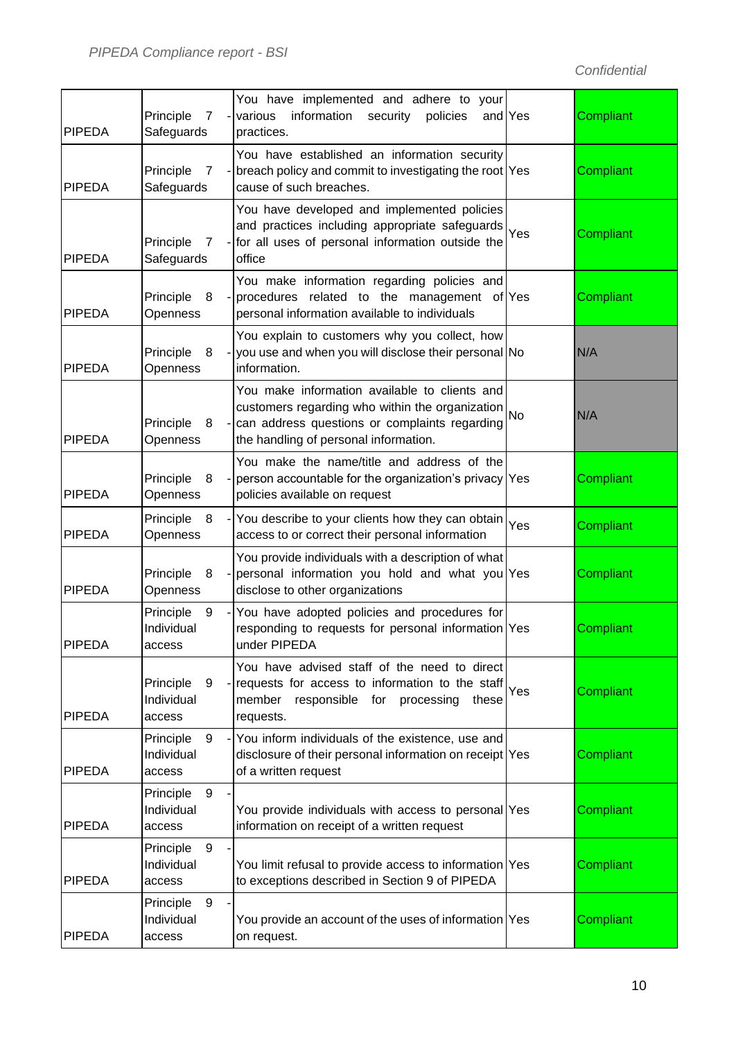| PIPEDA | Principle 7 - Safeguards | You have implemented and adhere to your various information security policies and practices. | Yes | Compliant |
|---|---|---|---|---|
| PIPEDA | Principle 7 - Safeguards | You have established an information security breach policy and commit to investigating the root cause of such breaches. | Yes | Compliant |
| PIPEDA | Principle 7 - Safeguards | You have developed and implemented policies and practices including appropriate safeguards for all uses of personal information outside the office | Yes | Compliant |
| PIPEDA | Principle 8 - Openness | You make information regarding policies and procedures related to the management of personal information available to individuals | Yes | Compliant |
| PIPEDA | Principle 8 - Openness | You explain to customers why you collect, how you use and when you will disclose their personal information. | No | N/A |
| PIPEDA | Principle 8 - Openness | You make information available to clients and customers regarding who within the organization can address questions or complaints regarding the handling of personal information. | No | N/A |
| PIPEDA | Principle 8 - Openness | You make the name/title and address of the person accountable for the organization's privacy policies available on request | Yes | Compliant |
| PIPEDA | Principle 8 - Openness | You describe to your clients how they can obtain access to or correct their personal information | Yes | Compliant |
| PIPEDA | Principle 8 - Openness | You provide individuals with a description of what personal information you hold and what you disclose to other organizations | Yes | Compliant |
| PIPEDA | Principle 9 - Individual access | You have adopted policies and procedures for responding to requests for personal information under PIPEDA | Yes | Compliant |
| PIPEDA | Principle 9 - Individual access | You have advised staff of the need to direct requests for access to information to the staff member responsible for processing these requests. | Yes | Compliant |
| PIPEDA | Principle 9 - Individual access | You inform individuals of the existence, use and disclosure of their personal information on receipt of a written request | Yes | Compliant |
| PIPEDA | Principle 9 - Individual access | You provide individuals with access to personal information on receipt of a written request | Yes | Compliant |
| PIPEDA | Principle 9 - Individual access | You limit refusal to provide access to information to exceptions described in Section 9 of PIPEDA | Yes | Compliant |
| PIPEDA | Principle 9 - Individual access | You provide an account of the uses of information on request. | Yes | Compliant |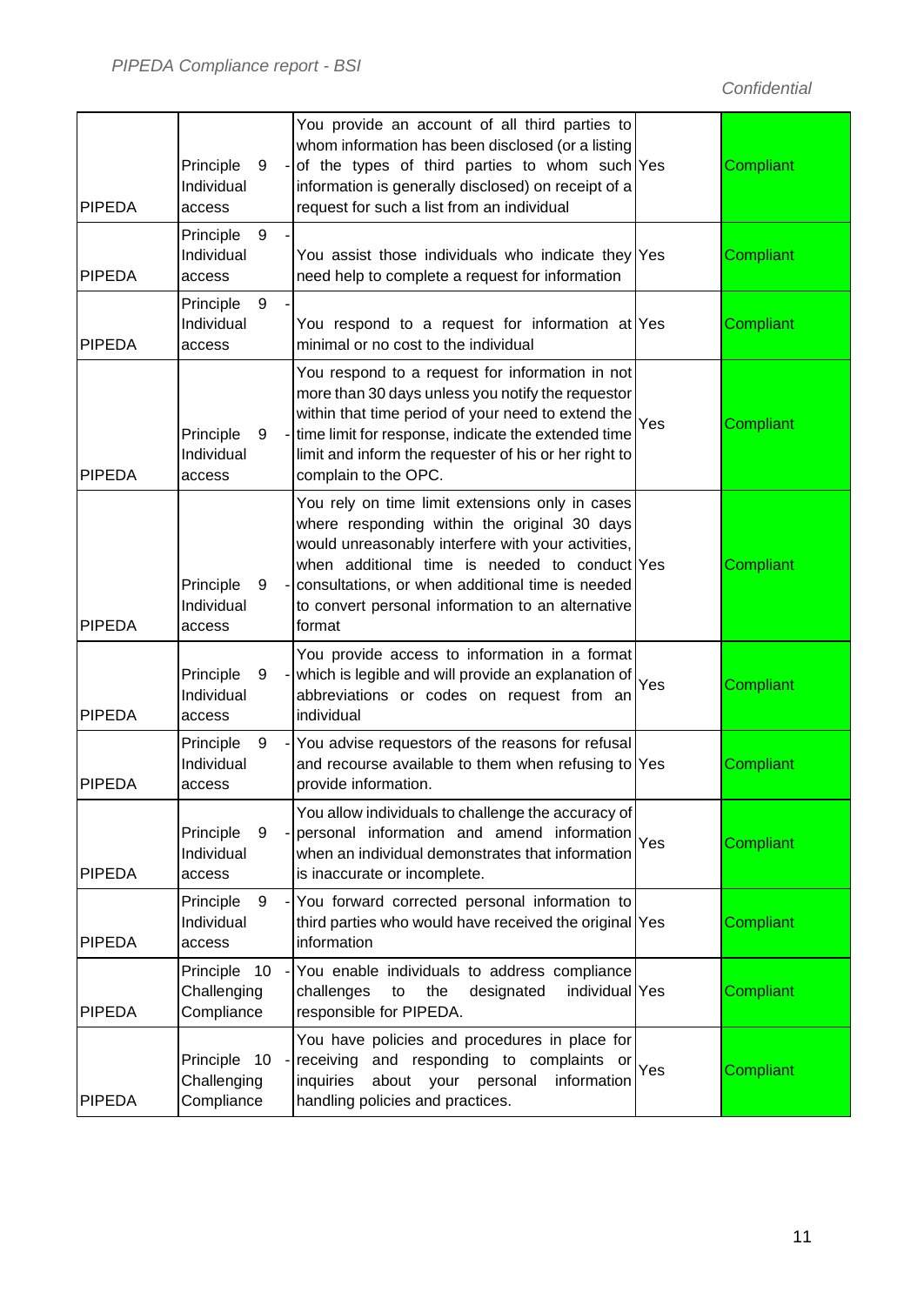| PIPEDA | Principle 9 - Individual access | You provide an account of all third parties to whom information has been disclosed (or a listing of the types of third parties to whom such information is generally disclosed) on receipt of a request for such a list from an individual | Yes | Compliant |
|---|---|---|---|---|
| PIPEDA | Principle 9 - Individual access | You assist those individuals who indicate they need help to complete a request for information | Yes | Compliant |
| PIPEDA | Principle 9 - Individual access | You respond to a request for information at minimal or no cost to the individual | Yes | Compliant |
| PIPEDA | Principle 9 - Individual access | You respond to a request for information in not more than 30 days unless you notify the requestor within that time period of your need to extend the time limit for response, indicate the extended time limit and inform the requester of his or her right to complain to the OPC. | Yes | Compliant |
| PIPEDA | Principle 9 - Individual access | You rely on time limit extensions only in cases where responding within the original 30 days would unreasonably interfere with your activities, when additional time is needed to conduct consultations, or when additional time is needed to convert personal information to an alternative format | Yes | Compliant |
| PIPEDA | Principle 9 - Individual access | You provide access to information in a format which is legible and will provide an explanation of abbreviations or codes on request from an individual | Yes | Compliant |
| PIPEDA | Principle 9 - Individual access | You advise requestors of the reasons for refusal and recourse available to them when refusing to provide information. | Yes | Compliant |
| PIPEDA | Principle 9 - Individual access | You allow individuals to challenge the accuracy of personal information and amend information when an individual demonstrates that information is inaccurate or incomplete. | Yes | Compliant |
| PIPEDA | Principle 9 - Individual access | You forward corrected personal information to third parties who would have received the original information | Yes | Compliant |
| PIPEDA | Principle 10 - Challenging Compliance | You enable individuals to address compliance challenges to the designated individual responsible for PIPEDA. | Yes | Compliant |
| PIPEDA | Principle 10 - Challenging Compliance | You have policies and procedures in place for receiving and responding to complaints or inquiries about your personal information handling policies and practices. | Yes | Compliant |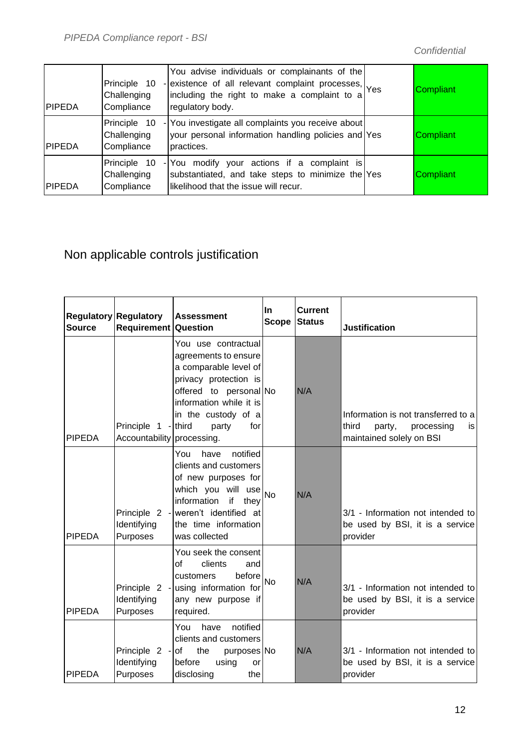| | | | | |
|---|---|---|---|---|
| PIPEDA | Principle 10 - Challenging Compliance | You advise individuals or complainants of the existence of all relevant complaint processes, including the right to make a complaint to a regulatory body. | Yes | Compliant |
| PIPEDA | Principle 10 - Challenging Compliance | You investigate all complaints you receive about your personal information handling policies and practices. | Yes | Compliant |
| PIPEDA | Principle 10 - Challenging Compliance | You modify your actions if a complaint is substantiated, and take steps to minimize the likelihood that the issue will recur. | Yes | Compliant |

## Non applicable controls justification

| Regulatory Source | Regulatory Requirement | Assessment Question | In Scope | Current Status | Justification |
|---|---|---|---|---|---|
| PIPEDA | Principle 1 - Accountability | You use contractual agreements to ensure a comparable level of privacy protection is offered to personal information while it is in the custody of a third party for processing. | No | N/A | Information is not transferred to a third party, processing is maintained solely on BSI |
| PIPEDA | Principle 2 - Identifying Purposes | You have notified clients and customers of new purposes for which you will use information if they weren't identified at the time information was collected | No | N/A | 3/1 - Information not intended to be used by BSI, it is a service provider |
| PIPEDA | Principle 2 - Identifying Purposes | You seek the consent of clients and customers before using information for any new purpose if required. | No | N/A | 3/1 - Information not intended to be used by BSI, it is a service provider |
| PIPEDA | Principle 2 - Identifying Purposes | You have notified clients and customers of the purposes before using or disclosing the | No | N/A | 3/1 - Information not intended to be used by BSI, it is a service provider |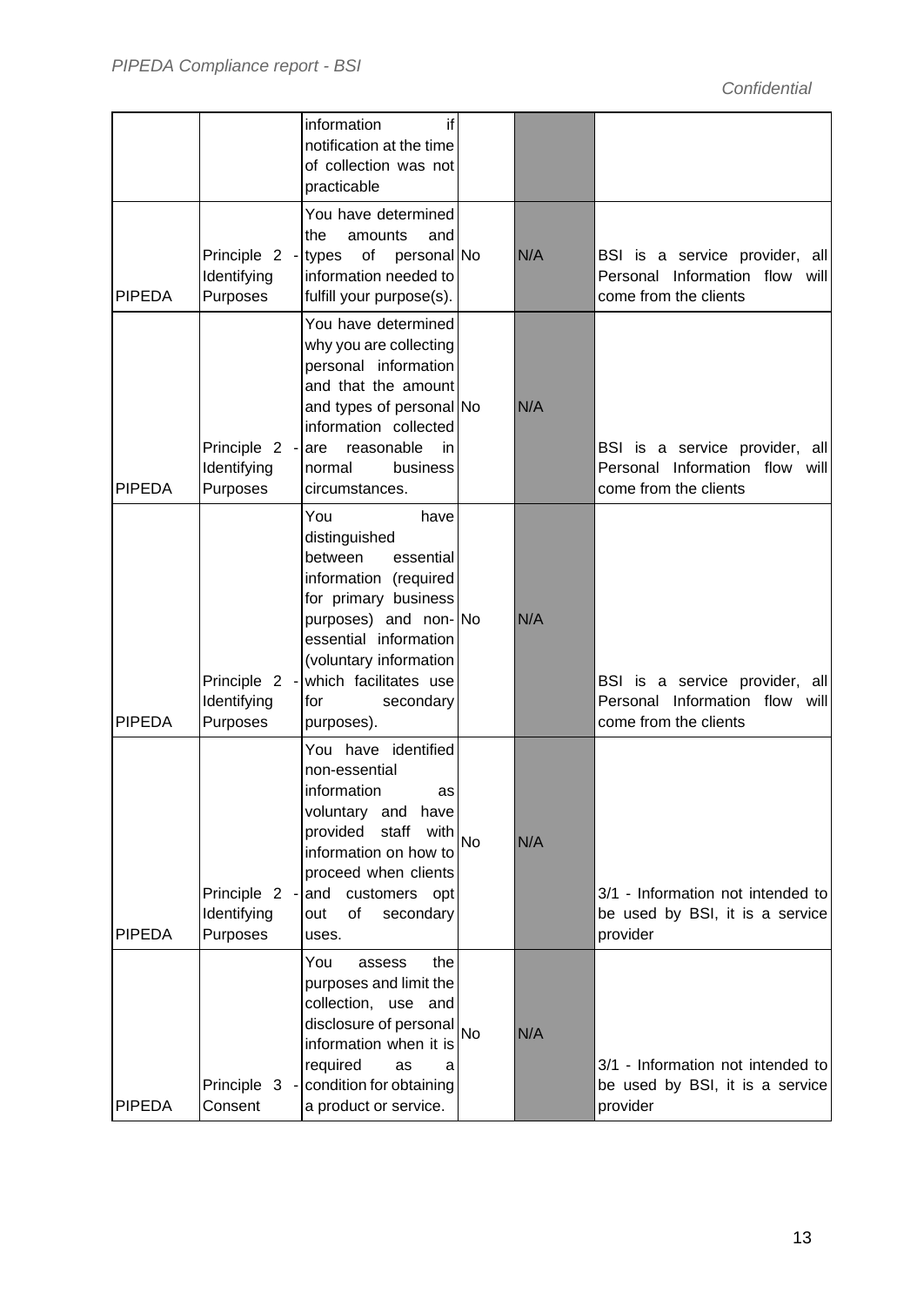| | | | | | |
|---|---|---|---|---|---|
| | | information if notification at the time of collection was not practicable | | | |
| PIPEDA | Principle 2 - Identifying Purposes | You have determined the amounts and types of personal information needed to fulfill your purpose(s). | No | N/A | BSI is a service provider, all Personal Information flow will come from the clients |
| PIPEDA | Principle 2 - Identifying Purposes | You have determined why you are collecting personal information and that the amount and types of personal information collected are reasonable in normal business circumstances. | No | N/A | BSI is a service provider, all Personal Information flow will come from the clients |
| PIPEDA | Principle 2 - Identifying Purposes | You have distinguished between essential information (required for primary business purposes) and non-essential information (voluntary information which facilitates use for secondary purposes). | No | N/A | BSI is a service provider, all Personal Information flow will come from the clients |
| PIPEDA | Principle 2 - Identifying Purposes | You have identified non-essential information as voluntary and have provided staff with information on how to proceed when clients and customers opt out of secondary uses. | No | N/A | 3/1 - Information not intended to be used by BSI, it is a service provider |
| PIPEDA | Principle 3 - Consent | You assess the purposes and limit the collection, use and disclosure of personal information when it is required as a condition for obtaining a product or service. | No | N/A | 3/1 - Information not intended to be used by BSI, it is a service provider |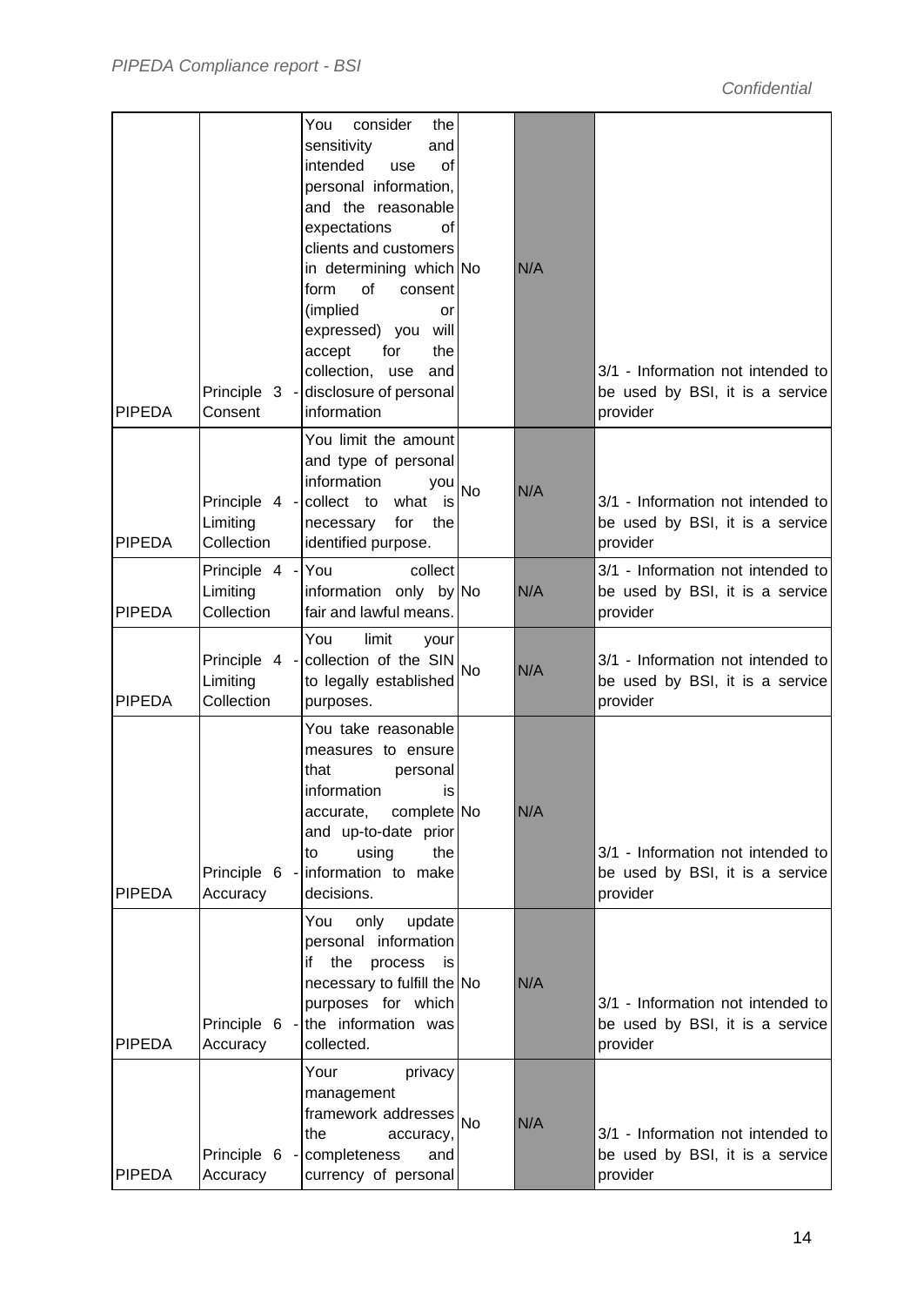| PIPEDA | Principle 3 - Consent | You consider the sensitivity and intended use of personal information, and the reasonable expectations of clients and customers in determining which form of consent (implied or expressed) you will accept for the collection, use and disclosure of personal information | No | N/A | 3/1 - Information not intended to be used by BSI, it is a service provider |
|---|---|---|---|---|---|
| PIPEDA | Principle 4 - Limiting Collection | You limit the amount and type of personal information you collect to what is necessary for the identified purpose. | No | N/A | 3/1 - Information not intended to be used by BSI, it is a service provider |
| PIPEDA | Principle 4 - Limiting Collection | You collect information only by fair and lawful means. | No | N/A | 3/1 - Information not intended to be used by BSI, it is a service provider |
| PIPEDA | Principle 4 - Limiting Collection | You limit your collection of the SIN to legally established purposes. | No | N/A | 3/1 - Information not intended to be used by BSI, it is a service provider |
| PIPEDA | Principle 6 - Accuracy | You take reasonable measures to ensure that personal information is accurate, complete and up-to-date prior to using the information to make decisions. | No | N/A | 3/1 - Information not intended to be used by BSI, it is a service provider |
| PIPEDA | Principle 6 - Accuracy | You only update personal information if the process is necessary to fulfill the purposes for which the information was collected. | No | N/A | 3/1 - Information not intended to be used by BSI, it is a service provider |
| PIPEDA | Principle 6 - Accuracy | Your privacy management framework addresses the accuracy, completeness and currency of personal | No | N/A | 3/1 - Information not intended to be used by BSI, it is a service provider |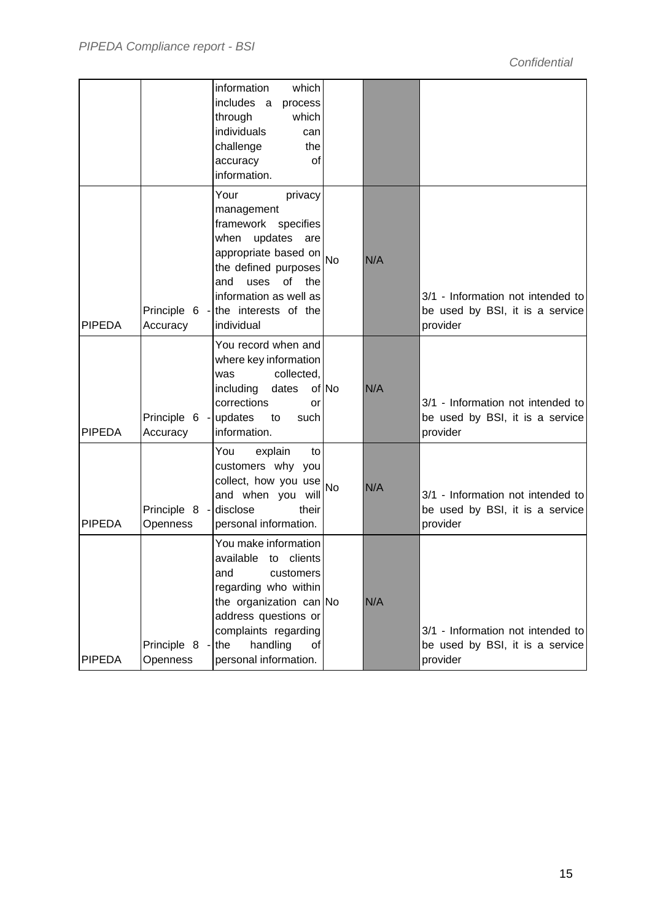| | | | | | |
|---|---|---|---|---|---|
| | | information which includes a process through which individuals can challenge the accuracy of information. | | | |
| PIPEDA | Principle 6 - Accuracy | Your privacy management framework specifies when updates are appropriate based on the defined purposes and uses of the information as well as the interests of the individual | No | N/A | 3/1 - Information not intended to be used by BSI, it is a service provider |
| PIPEDA | Principle 6 - Accuracy | You record when and where key information was collected, including dates of corrections or updates to such information. | No | N/A | 3/1 - Information not intended to be used by BSI, it is a service provider |
| PIPEDA | Principle 8 - Openness | You explain to customers why you collect, how you use and when you will disclose their personal information. | No | N/A | 3/1 - Information not intended to be used by BSI, it is a service provider |
| PIPEDA | Principle 8 - Openness | You make information available to clients and customers regarding who within the organization can address questions or complaints regarding the handling of personal information. | No | N/A | 3/1 - Information not intended to be used by BSI, it is a service provider |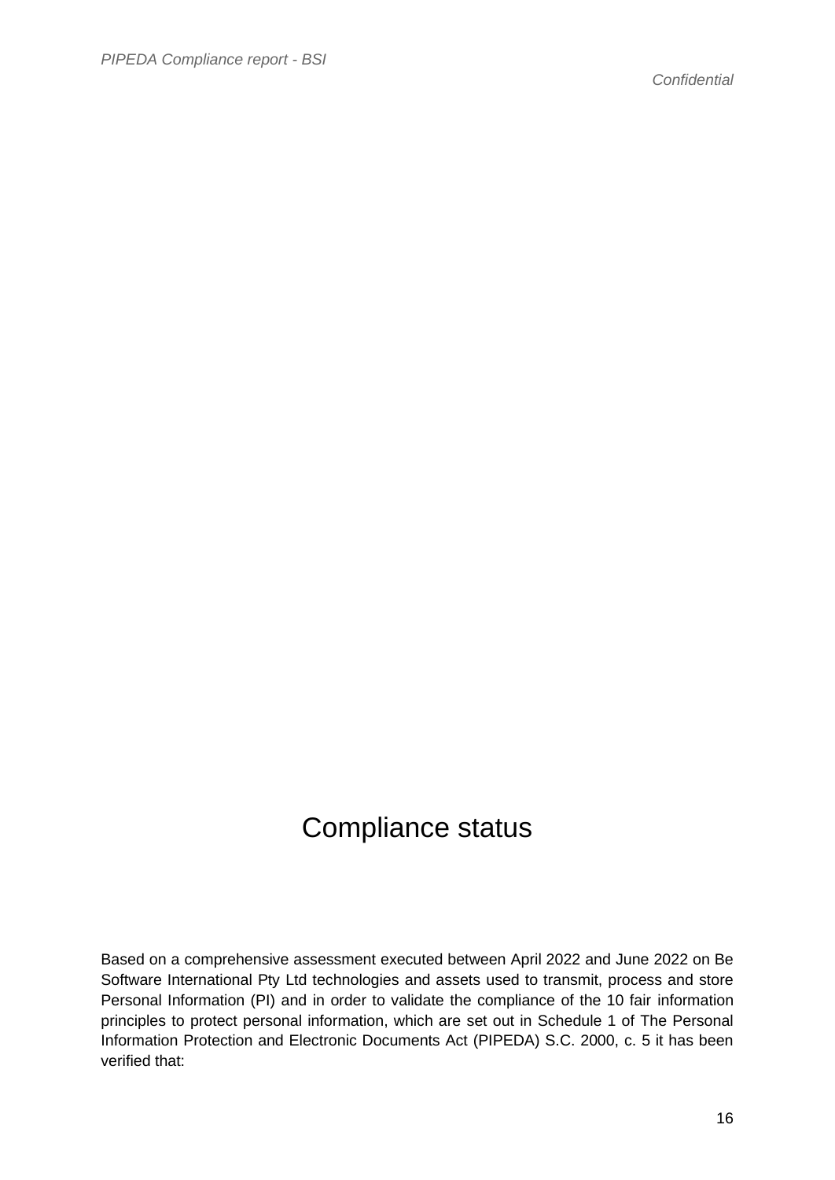# Compliance status

Based on a comprehensive assessment executed between April 2022 and June 2022 on Be Software International Pty Ltd technologies and assets used to transmit, process and store Personal Information (PI) and in order to validate the compliance of the 10 fair information principles to protect personal information, which are set out in Schedule 1 of The Personal Information Protection and Electronic Documents Act (PIPEDA) S.C. 2000, c. 5 it has been verified that: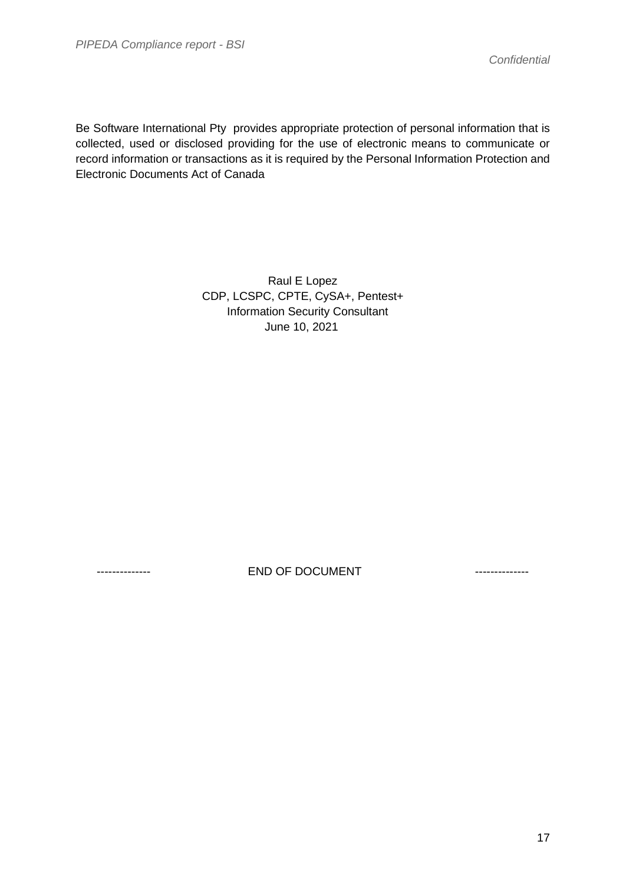Be Software International Pty provides appropriate protection of personal information that is collected, used or disclosed providing for the use of electronic means to communicate or record information or transactions as it is required by the Personal Information Protection and Electronic Documents Act of Canada

Raul E Lopez
CDP, LCSPC, CPTE, CySA+, Pentest+
Information Security Consultant
June 10, 2021

-------------- END OF DOCUMENT --------------